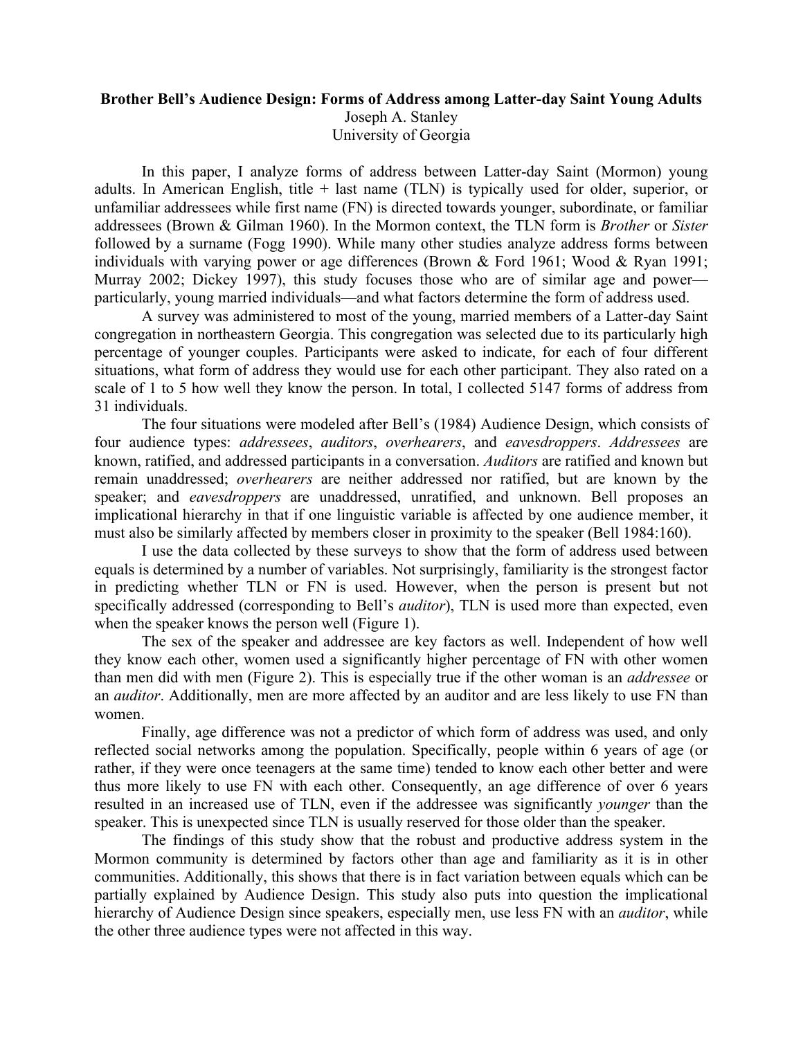# Brother Bell's Audience Design: Forms of Address among Latter-day Saint Young Adults

Joseph A. Stanley
University of Georgia

In this paper, I analyze forms of address between Latter-day Saint (Mormon) young adults. In American English, title + last name (TLN) is typically used for older, superior, or unfamiliar addressees while first name (FN) is directed towards younger, subordinate, or familiar addressees (Brown & Gilman 1960). In the Mormon context, the TLN form is *Brother* or *Sister* followed by a surname (Fogg 1990). While many other studies analyze address forms between individuals with varying power or age differences (Brown & Ford 1961; Wood & Ryan 1991; Murray 2002; Dickey 1997), this study focuses those who are of similar age and power—particularly, young married individuals—and what factors determine the form of address used.

A survey was administered to most of the young, married members of a Latter-day Saint congregation in northeastern Georgia. This congregation was selected due to its particularly high percentage of younger couples. Participants were asked to indicate, for each of four different situations, what form of address they would use for each other participant. They also rated on a scale of 1 to 5 how well they know the person. In total, I collected 5147 forms of address from 31 individuals.

The four situations were modeled after Bell's (1984) Audience Design, which consists of four audience types: *addressees*, *auditors*, *overhearers*, and *eavesdroppers*. *Addressees* are known, ratified, and addressed participants in a conversation. *Auditors* are ratified and known but remain unaddressed; *overhearers* are neither addressed nor ratified, but are known by the speaker; and *eavesdroppers* are unaddressed, unratified, and unknown. Bell proposes an implicational hierarchy in that if one linguistic variable is affected by one audience member, it must also be similarly affected by members closer in proximity to the speaker (Bell 1984:160).

I use the data collected by these surveys to show that the form of address used between equals is determined by a number of variables. Not surprisingly, familiarity is the strongest factor in predicting whether TLN or FN is used. However, when the person is present but not specifically addressed (corresponding to Bell's *auditor*), TLN is used more than expected, even when the speaker knows the person well (Figure 1).

The sex of the speaker and addressee are key factors as well. Independent of how well they know each other, women used a significantly higher percentage of FN with other women than men did with men (Figure 2). This is especially true if the other woman is an *addressee* or an *auditor*. Additionally, men are more affected by an auditor and are less likely to use FN than women.

Finally, age difference was not a predictor of which form of address was used, and only reflected social networks among the population. Specifically, people within 6 years of age (or rather, if they were once teenagers at the same time) tended to know each other better and were thus more likely to use FN with each other. Consequently, an age difference of over 6 years resulted in an increased use of TLN, even if the addressee was significantly *younger* than the speaker. This is unexpected since TLN is usually reserved for those older than the speaker.

The findings of this study show that the robust and productive address system in the Mormon community is determined by factors other than age and familiarity as it is in other communities. Additionally, this shows that there is in fact variation between equals which can be partially explained by Audience Design. This study also puts into question the implicational hierarchy of Audience Design since speakers, especially men, use less FN with an *auditor*, while the other three audience types were not affected in this way.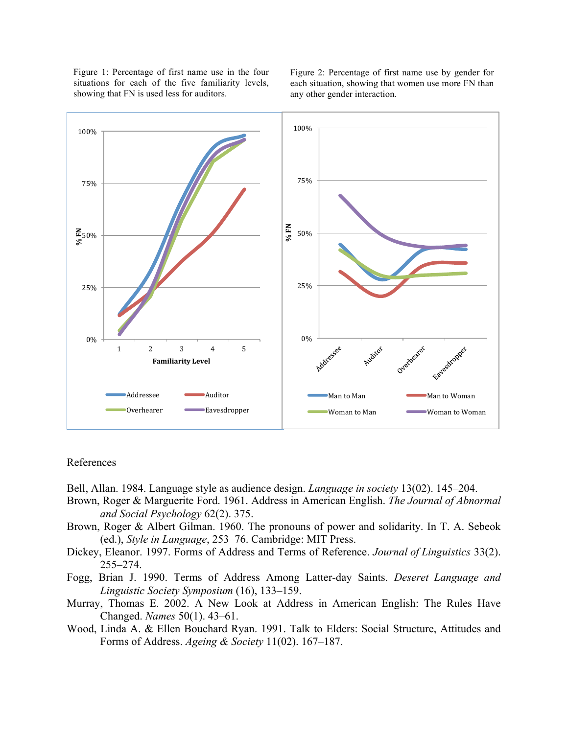Figure 1: Percentage of first name use in the four situations for each of the five familiarity levels, showing that FN is used less for auditors.

100%
75%
50%
25%
0%
% FN
1
2
3
4
5
Familiarity Level
Addressee
Auditor
Overhearer
Eavesdropper

Figure 2: Percentage of first name use by gender for each situation, showing that women use more FN than any other gender interaction.

100%
75%
50%
25%
0%
% FN
Addressee
Auditor
Overhearer
Eavesdropper
Man to Man
Man to Woman
Woman to Man
Woman to Woman

References

Bell, Allan. 1984. Language style as audience design. *Language in society* 13(02). 145–204.

Brown, Roger & Marguerite Ford. 1961. Address in American English. *The Journal of Abnormal and Social Psychology* 62(2). 375.

Brown, Roger & Albert Gilman. 1960. The pronouns of power and solidarity. In T. A. Sebeok (ed.), *Style in Language*, 253–76. Cambridge: MIT Press.

Dickey, Eleanor. 1997. Forms of Address and Terms of Reference. *Journal of Linguistics* 33(2). 255–274.

Fogg, Brian J. 1990. Terms of Address Among Latter-day Saints. *Deseret Language and Linguistic Society Symposium* (16), 133–159.

Murray, Thomas E. 2002. A New Look at Address in American English: The Rules Have Changed. *Names* 50(1). 43–61.

Wood, Linda A. & Ellen Bouchard Ryan. 1991. Talk to Elders: Social Structure, Attitudes and Forms of Address. *Ageing & Society* 11(02). 167–187.